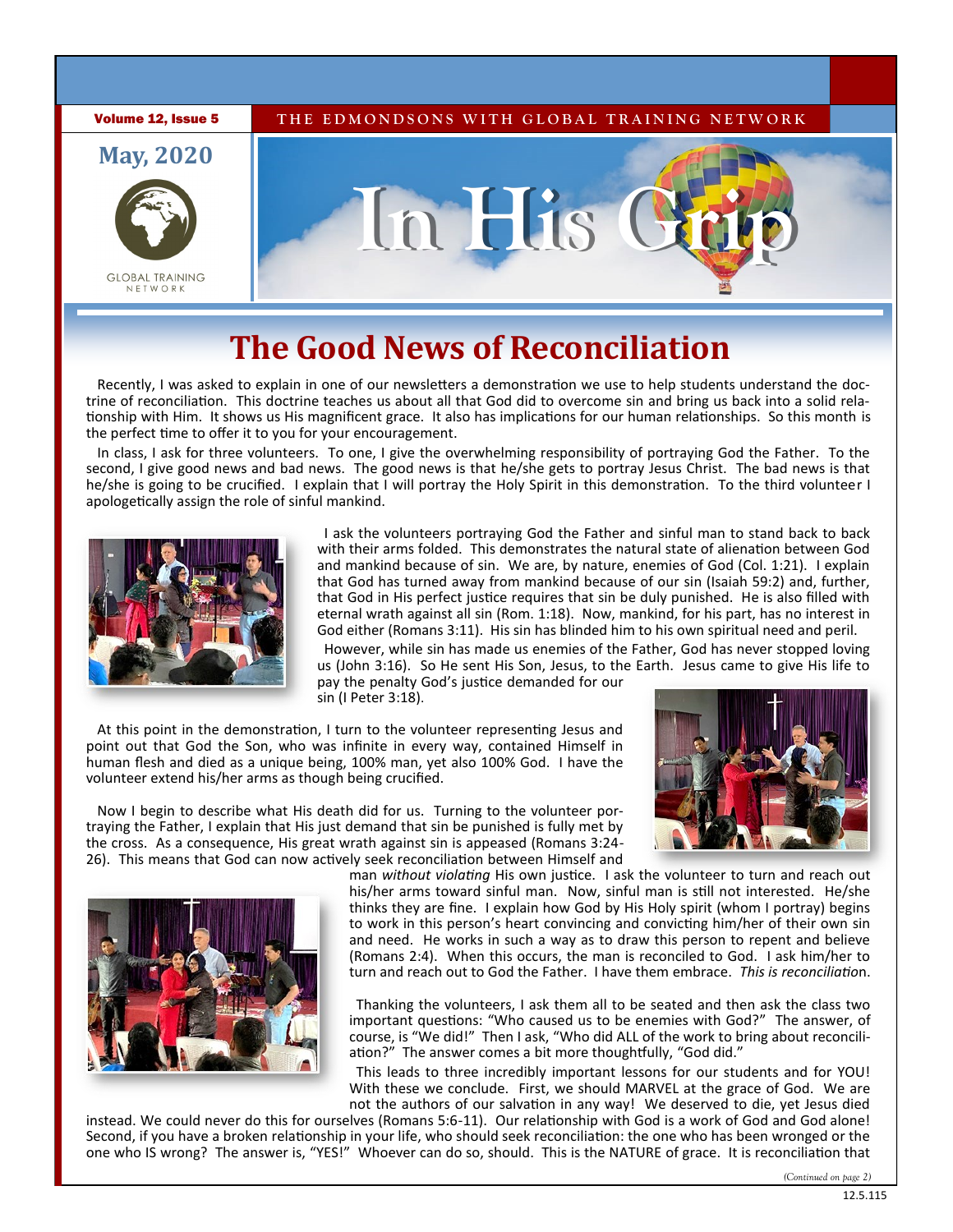Volume 12, Issue 5

THE EDMONDSONS WITH GLOBAL TRAINING NETWORK

May, 2020

GLOBAL TRAINING NETWORK

# In His Grip

## The Good News of Reconciliation

Recently, I was asked to explain in one of our newsletters a demonstration we use to help students understand the doctrine of reconciliation. This doctrine teaches us about all that God did to overcome sin and bring us back into a solid relationship with Him. It shows us His magnificent grace. It also has implications for our human relationships. So this month is the perfect time to offer it to you for your encouragement.

In class, I ask for three volunteers. To one, I give the overwhelming responsibility of portraying God the Father. To the second, I give good news and bad news. The good news is that he/she gets to portray Jesus Christ. The bad news is that he/she is going to be crucified. I explain that I will portray the Holy Spirit in this demonstration. To the third volunteer I apologetically assign the role of sinful mankind.

I ask the volunteers portraying God the Father and sinful man to stand back to back with their arms folded. This demonstrates the natural state of alienation between God and mankind because of sin. We are, by nature, enemies of God (Col. 1:21). I explain that God has turned away from mankind because of our sin (Isaiah 59:2) and, further, that God in His perfect justice requires that sin be duly punished. He is also filled with eternal wrath against all sin (Rom. 1:18). Now, mankind, for his part, has no interest in God either (Romans 3:11). His sin has blinded him to his own spiritual need and peril.

However, while sin has made us enemies of the Father, God has never stopped loving us (John 3:16). So He sent His Son, Jesus, to the Earth. Jesus came to give His life to pay the penalty God's justice demanded for our sin (I Peter 3:18).

At this point in the demonstration, I turn to the volunteer representing Jesus and point out that God the Son, who was infinite in every way, contained Himself in human flesh and died as a unique being, 100% man, yet also 100% God. I have the volunteer extend his/her arms as though being crucified.

Now I begin to describe what His death did for us. Turning to the volunteer portraying the Father, I explain that His just demand that sin be punished is fully met by the cross. As a consequence, His great wrath against sin is appeased (Romans 3:24-26). This means that God can now actively seek reconciliation between Himself and man *without violating* His own justice. I ask the volunteer to turn and reach out his/her arms toward sinful man. Now, sinful man is still not interested. He/she thinks they are fine. I explain how God by His Holy spirit (whom I portray) begins to work in this person's heart convincing and convicting him/her of their own sin and need. He works in such a way as to draw this person to repent and believe (Romans 2:4). When this occurs, the man is reconciled to God. I ask him/her to turn and reach out to God the Father. I have them embrace. *This is reconciliation*.

Thanking the volunteers, I ask them all to be seated and then ask the class two important questions: "Who caused us to be enemies with God?" The answer, of course, is "We did!" Then I ask, "Who did ALL of the work to bring about reconciliation?" The answer comes a bit more thoughtfully, "God did."

This leads to three incredibly important lessons for our students and for YOU! With these we conclude. First, we should MARVEL at the grace of God. We are not the authors of our salvation in any way! We deserved to die, yet Jesus died instead. We could never do this for ourselves (Romans 5:6-11). Our relationship with God is a work of God and God alone! Second, if you have a broken relationship in your life, who should seek reconciliation: the one who has been wronged or the one who IS wrong? The answer is, "YES!" Whoever can do so, should. This is the NATURE of grace. It is reconciliation that

*(Continued on page 2)*

12.5.115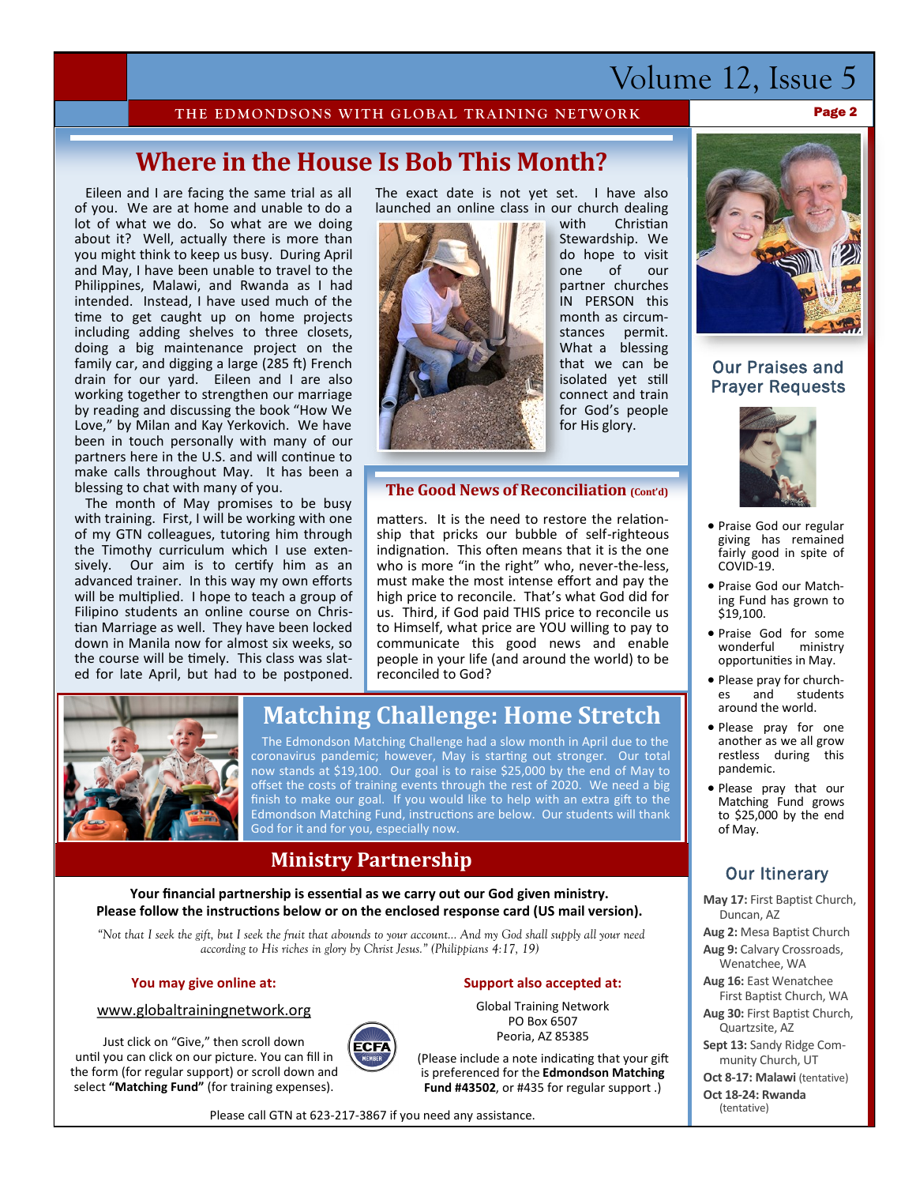## Where in the House Is Bob This Month?

Eileen and I are facing the same trial as all of you. We are at home and unable to do a lot of what we do. So what are we doing about it? Well, actually there is more than you might think to keep us busy. During April and May, I have been unable to travel to the Philippines, Malawi, and Rwanda as I had intended. Instead, I have used much of the time to get caught up on home projects including adding shelves to three closets, doing a big maintenance project on the family car, and digging a large (285 ft) French drain for our yard. Eileen and I are also working together to strengthen our marriage by reading and discussing the book "How We Love," by Milan and Kay Yerkovich. We have been in touch personally with many of our partners here in the U.S. and will continue to make calls throughout May. It has been a blessing to chat with many of you.

The month of May promises to be busy with training. First, I will be working with one of my GTN colleagues, tutoring him through the Timothy curriculum which I use extensively. Our aim is to certify him as an advanced trainer. In this way my own efforts will be multiplied. I hope to teach a group of Filipino students an online course on Christian Marriage as well. They have been locked down in Manila now for almost six weeks, so the course will be timely. This class was slated for late April, but had to be postponed. The exact date is not yet set. I have also launched an online class in our church dealing with Christian Stewardship. We do hope to visit one of our partner churches IN PERSON this month as circumstances permit. What a blessing that we can be isolated yet still connect and train for God's people for His glory.

### The Good News of Reconciliation (Cont'd)

matters. It is the need to restore the relationship that pricks our bubble of self-righteous indignation. This often means that it is the one who is more "in the right" who, never-the-less, must make the most intense effort and pay the high price to reconcile. That's what God did for us. Third, if God paid THIS price to reconcile us to Himself, what price are YOU willing to pay to communicate this good news and enable people in your life (and around the world) to be reconciled to God?

## Matching Challenge: Home Stretch

The Edmondson Matching Challenge had a slow month in April due to the coronavirus pandemic; however, May is starting out stronger. Our total now stands at $19,100. Our goal is to raise $25,000 by the end of May to offset the costs of training events through the rest of 2020. We need a big finish to make our goal. If you would like to help with an extra gift to the Edmondson Matching Fund, instructions are below. Our students will thank God for it and for you, especially now.

## Ministry Partnership

**Your financial partnership is essential as we carry out our God given ministry.**
**Please follow the instructions below or on the enclosed response card (US mail version).**

*"Not that I seek the gift, but I seek the fruit that abounds to your account... And my God shall supply all your need according to His riches in glory by Christ Jesus." (Philippians 4:17, 19)*

**You may give online at:**

www.globaltrainingnetwork.org

Just click on "Give," then scroll down until you can click on our picture. You can fill in the form (for regular support) or scroll down and select **"Matching Fund"** (for training expenses).

ECFA MEMBER

**Support also accepted at:**

Global Training Network
PO Box 6507
Peoria, AZ 85385

(Please include a note indicating that your gift is preferenced for the **Edmondson Matching Fund #43502**, or #435 for regular support .)

Please call GTN at 623-217-3867 if you need any assistance.

## Our Praises and Prayer Requests

- Praise God our regular giving has remained fairly good in spite of COVID-19.
- Praise God our Matching Fund has grown to $19,100.
- Praise God for some wonderful ministry opportunities in May.
- Please pray for churches and students around the world.
- Please pray for one another as we all grow restless during this pandemic.
- Please pray that our Matching Fund grows to $25,000 by the end of May.

## Our Itinerary

**May 17:** First Baptist Church, Duncan, AZ
**Aug 2:** Mesa Baptist Church
**Aug 9:** Calvary Crossroads, Wenatchee, WA
**Aug 16:** East Wenatchee First Baptist Church, WA
**Aug 30:** First Baptist Church, Quartzsite, AZ
**Sept 13:** Sandy Ridge Community Church, UT
**Oct 8-17: Malawi** (tentative)
**Oct 18-24: Rwanda** (tentative)